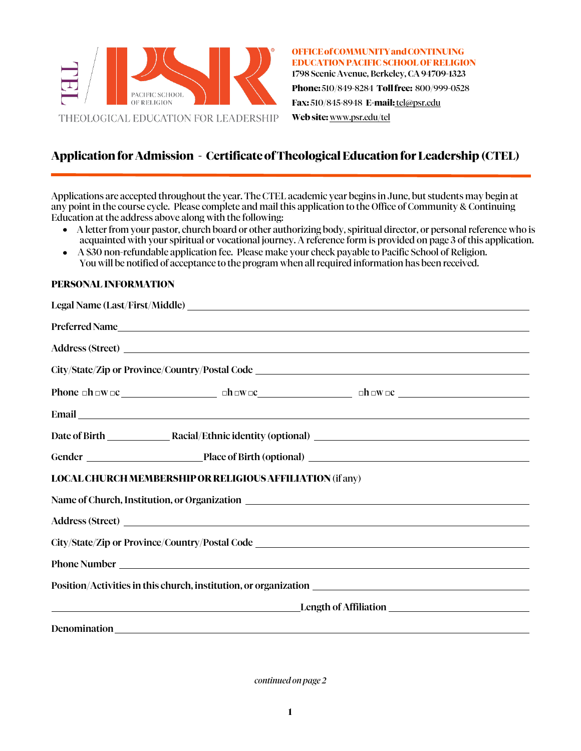TEL / PSR PACIFIC SCHOOL OF RELIGION
THEOLOGICAL EDUCATION FOR LEADERSHIP

**OFFICE of COMMUNITY and CONTINUING EDUCATION PACIFIC SCHOOL OF RELIGION**
**1798 Scenic Avenue, Berkeley, CA 94709-1323**
**Phone:** 510/849-8284 **Toll free:** 800/999-0528
**Fax:** 510/845-8948 **E-mail:** tel@psr.edu
**Web site:** www.psr.edu/tel

## Application for Admission - Certificate of Theological Education for Leadership (CTEL)

Applications are accepted throughout the year. The CTEL academic year begins in June, but students may begin at any point in the course cycle. Please complete and mail this application to the Office of Community & Continuing Education at the address above along with the following:

- A letter from your pastor, church board or other authorizing body, spiritual director, or personal reference who is acquainted with your spiritual or vocational journey. A reference form is provided on page 3 of this application.
- A $30 non-refundable application fee. Please make your check payable to Pacific School of Religion. You will be notified of acceptance to the program when all required information has been received.

**PERSONAL INFORMATION**

Legal Name (Last/First/Middle) ____________________

Preferred Name ____________________

Address (Street) ____________________

City/State/Zip or Province/Country/Postal Code ____________________

Phone □h □w □c ____________ □h □w □c ____________ □h □w □c ____________

Email ____________________

Date of Birth ____________ Racial/Ethnic identity (optional) ____________________

Gender ____________ Place of Birth (optional) ____________________

**LOCAL CHURCH MEMBERSHIP OR RELIGIOUS AFFILIATION** (if any)

Name of Church, Institution, or Organization ____________________

Address (Street) ____________________

City/State/Zip or Province/Country/Postal Code ____________________

Phone Number ____________________

Position/Activities in this church, institution, or organization ____________________

____________________ Length of Affiliation ____________________

Denomination ____________________

*continued on page 2*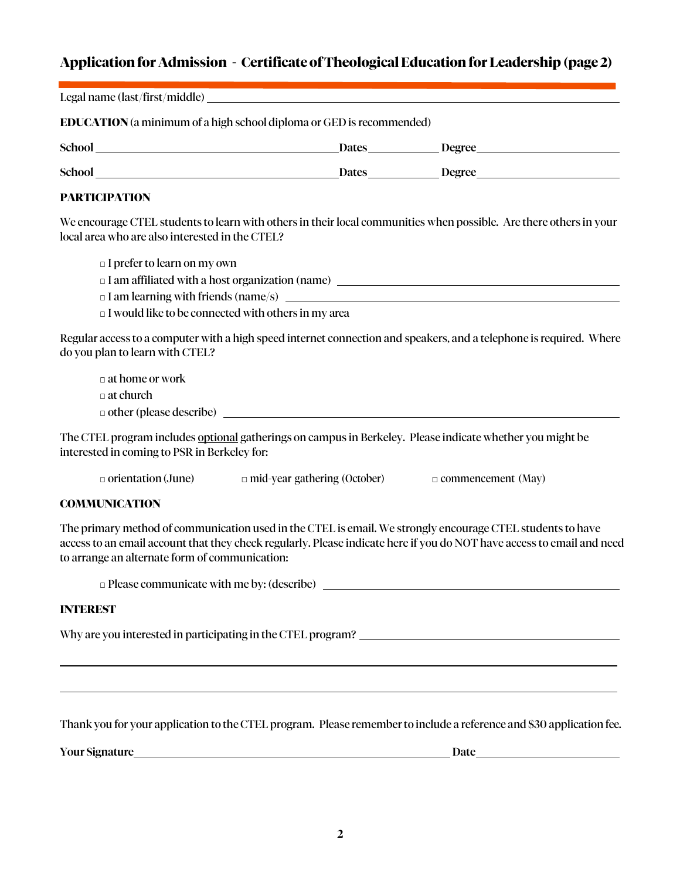## Application for Admission - Certificate of Theological Education for Leadership (page 2)

Legal name (last/first/middle) ______________________________

**EDUCATION** (a minimum of a high school diploma or GED is recommended)

**School** ______________________ **Dates** __________ **Degree** ______________

**School** ______________________ **Dates** __________ **Degree** ______________

**PARTICIPATION**

We encourage CTEL students to learn with others in their local communities when possible. Are there others in your local area who are also interested in the CTEL?

- □ I prefer to learn on my own
- □ I am affiliated with a host organization (name) ______________________
- □ I am learning with friends (name/s) ______________________
- □ I would like to be connected with others in my area

Regular access to a computer with a high speed internet connection and speakers, and a telephone is required. Where do you plan to learn with CTEL?

- □ at home or work
- □ at church
- □ other (please describe) ______________________

The CTEL program includes <u>optional</u> gatherings on campus in Berkeley. Please indicate whether you might be interested in coming to PSR in Berkeley for:

□ orientation (June) □ mid-year gathering (October) □ commencement (May)

**COMMUNICATION**

The primary method of communication used in the CTEL is email. We strongly encourage CTEL students to have access to an email account that they check regularly. Please indicate here if you do NOT have access to email and need to arrange an alternate form of communication:

□ Please communicate with me by: (describe) ______________________

**INTEREST**

Why are you interested in participating in the CTEL program? ______________________

______________________________________________________________

______________________________________________________________

Thank you for your application to the CTEL program. Please remember to include a reference and $30 application fee.

**Your Signature** ______________________________ **Date** ______________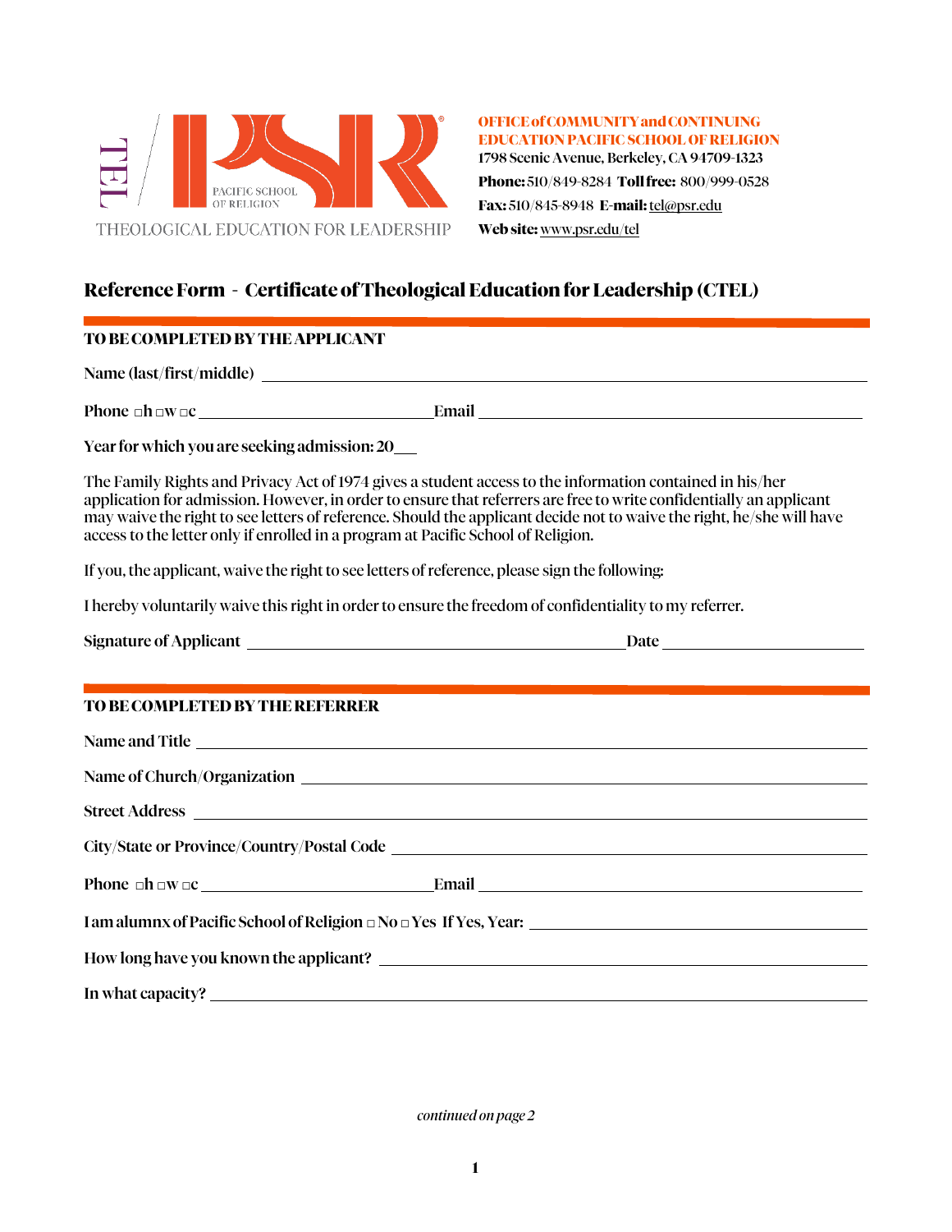TEL / PSR PACIFIC SCHOOL OF RELIGION

THEOLOGICAL EDUCATION FOR LEADERSHIP

**OFFICE of COMMUNITY and CONTINUING EDUCATION PACIFIC SCHOOL OF RELIGION**
1798 Scenic Avenue, Berkeley, CA 94709-1323
**Phone:** 510/849-8284 **Toll free:** 800/999-0528
**Fax:** 510/845-8948 **E-mail:** tel@psr.edu
**Web site:** www.psr.edu/tel

# Reference Form - Certificate of Theological Education for Leadership (CTEL)

## TO BE COMPLETED BY THE APPLICANT

**Name (last/first/middle)** ______________________________

**Phone** □h □w □c ______________________ **Email** ______________________

**Year for which you are seeking admission: 20**___

The Family Rights and Privacy Act of 1974 gives a student access to the information contained in his/her application for admission. However, in order to ensure that referrers are free to write confidentially an applicant may waive the right to see letters of reference. Should the applicant decide not to waive the right, he/she will have access to the letter only if enrolled in a program at Pacific School of Religion.

If you, the applicant, waive the right to see letters of reference, please sign the following:

I hereby voluntarily waive this right in order to ensure the freedom of confidentiality to my referrer.

**Signature of Applicant** ______________________ **Date** ______________

## TO BE COMPLETED BY THE REFERRER

**Name and Title** ______________________________

**Name of Church/Organization** ______________________________

**Street Address** ______________________________

**City/State or Province/Country/Postal Code** ______________________________

**Phone** □h □w □c ______________________ **Email** ______________________

**I am alumnx of Pacific School of Religion** □ No □ Yes **If Yes, Year:** ______________

**How long have you known the applicant?** ______________________________

**In what capacity?** ______________________________

*continued on page 2*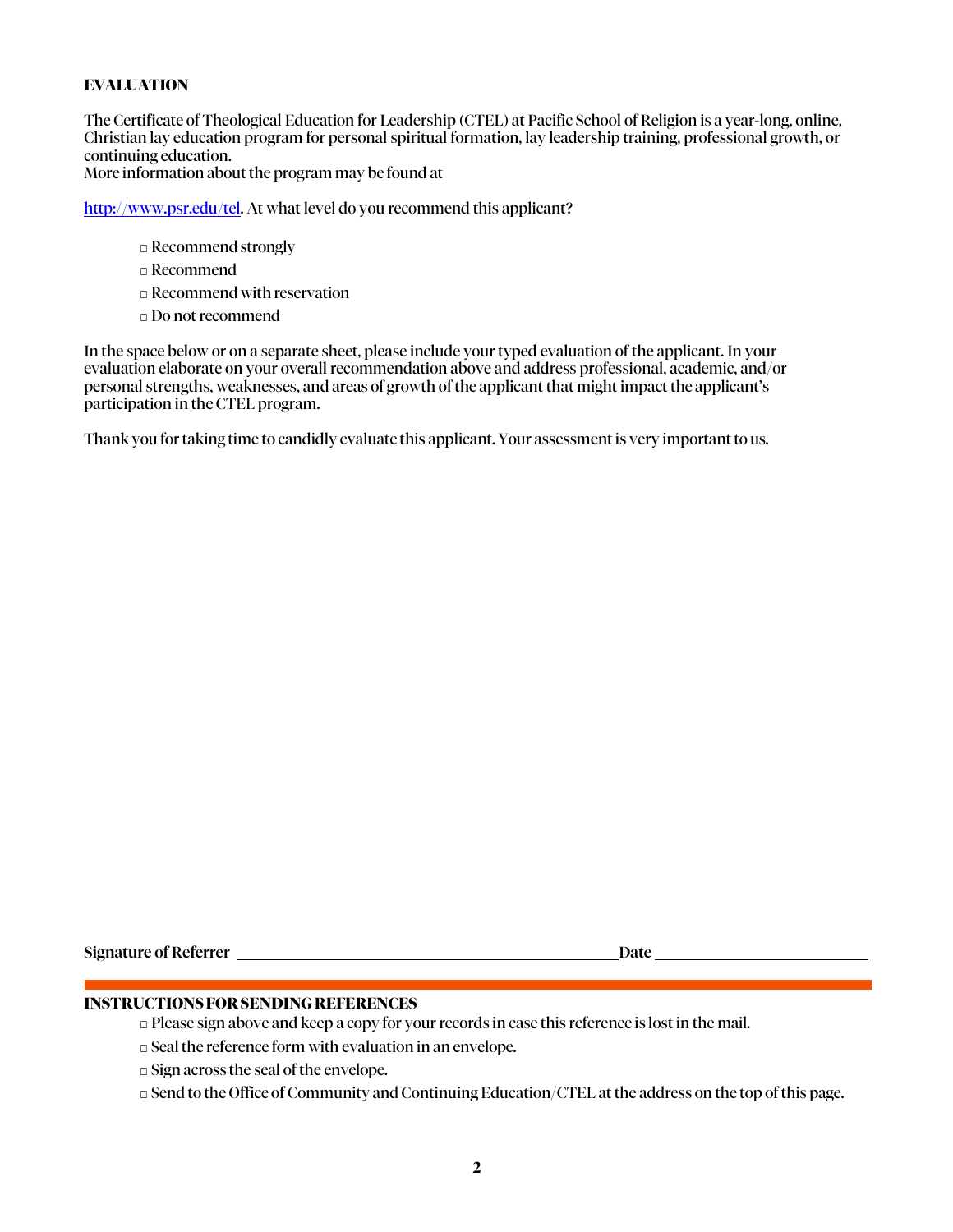**EVALUATION**

The Certificate of Theological Education for Leadership (CTEL) at Pacific School of Religion is a year-long, online, Christian lay education program for personal spiritual formation, lay leadership training, professional growth, or continuing education.
More information about the program may be found at

[http://www.psr.edu/tel](http://www.psr.edu/tel). At what level do you recommend this applicant?

- □ Recommend strongly
- □ Recommend
- □ Recommend with reservation
- □ Do not recommend

In the space below or on a separate sheet, please include your typed evaluation of the applicant. In your evaluation elaborate on your overall recommendation above and address professional, academic, and/or personal strengths, weaknesses, and areas of growth of the applicant that might impact the applicant's participation in the CTEL program.

Thank you for taking time to candidly evaluate this applicant. Your assessment is very important to us.

**Signature of Referrer** ______________________________ **Date** ____________________

**INSTRUCTIONS FOR SENDING REFERENCES**

- □ Please sign above and keep a copy for your records in case this reference is lost in the mail.
- □ Seal the reference form with evaluation in an envelope.
- □ Sign across the seal of the envelope.
- □ Send to the Office of Community and Continuing Education/CTEL at the address on the top of this page.